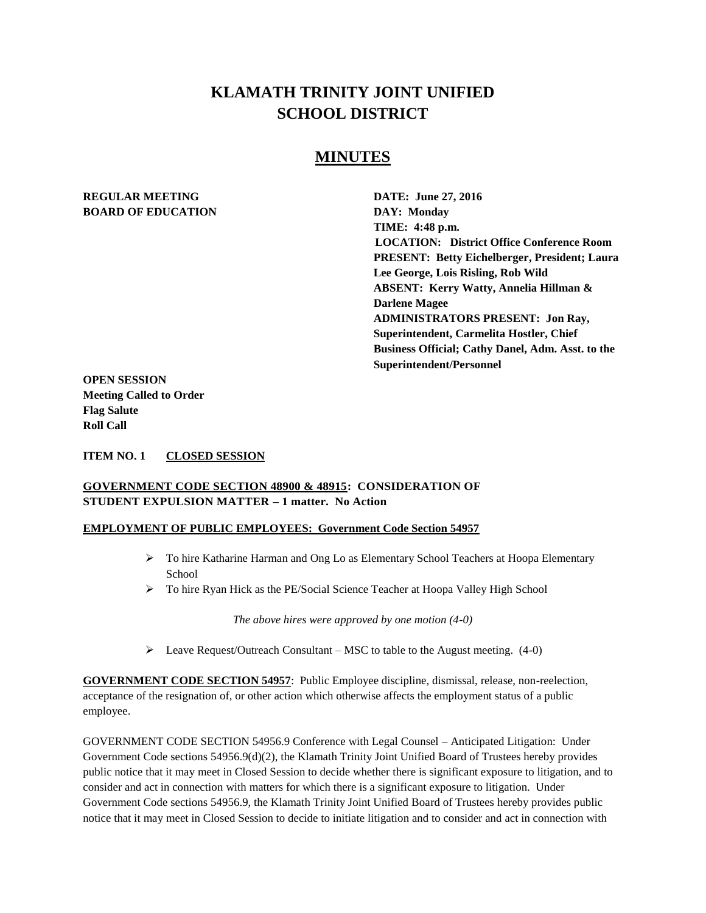# KLAMATH TRINITY JOINT UNIFIED SCHOOL DISTRICT

## MINUTES

**REGULAR MEETING**
**BOARD OF EDUCATION**

**DATE: June 27, 2016**
**DAY: Monday**
**TIME: 4:48 p.m.**
**LOCATION: District Office Conference Room**
**PRESENT: Betty Eichelberger, President; Laura Lee George, Lois Risling, Rob Wild**
**ABSENT: Kerry Watty, Annelia Hillman & Darlene Magee**
**ADMINISTRATORS PRESENT: Jon Ray, Superintendent, Carmelita Hostler, Chief Business Official; Cathy Danel, Adm. Asst. to the Superintendent/Personnel**

**OPEN SESSION**
**Meeting Called to Order**
**Flag Salute**
**Roll Call**

**ITEM NO. 1 <u>CLOSED SESSION</u>**

**<u>GOVERNMENT CODE SECTION 48900 & 48915</u>: CONSIDERATION OF STUDENT EXPULSION MATTER – 1 matter. No Action**

**<u>EMPLOYMENT OF PUBLIC EMPLOYEES: Government Code Section 54957</u>**

- To hire Katharine Harman and Ong Lo as Elementary School Teachers at Hoopa Elementary School
- To hire Ryan Hick as the PE/Social Science Teacher at Hoopa Valley High School

*The above hires were approved by one motion (4-0)*

- Leave Request/Outreach Consultant – MSC to table to the August meeting. (4-0)

**<u>GOVERNMENT CODE SECTION 54957</u>**: Public Employee discipline, dismissal, release, non-reelection, acceptance of the resignation of, or other action which otherwise affects the employment status of a public employee.

GOVERNMENT CODE SECTION 54956.9 Conference with Legal Counsel – Anticipated Litigation: Under Government Code sections 54956.9(d)(2), the Klamath Trinity Joint Unified Board of Trustees hereby provides public notice that it may meet in Closed Session to decide whether there is significant exposure to litigation, and to consider and act in connection with matters for which there is a significant exposure to litigation. Under Government Code sections 54956.9, the Klamath Trinity Joint Unified Board of Trustees hereby provides public notice that it may meet in Closed Session to decide to initiate litigation and to consider and act in connection with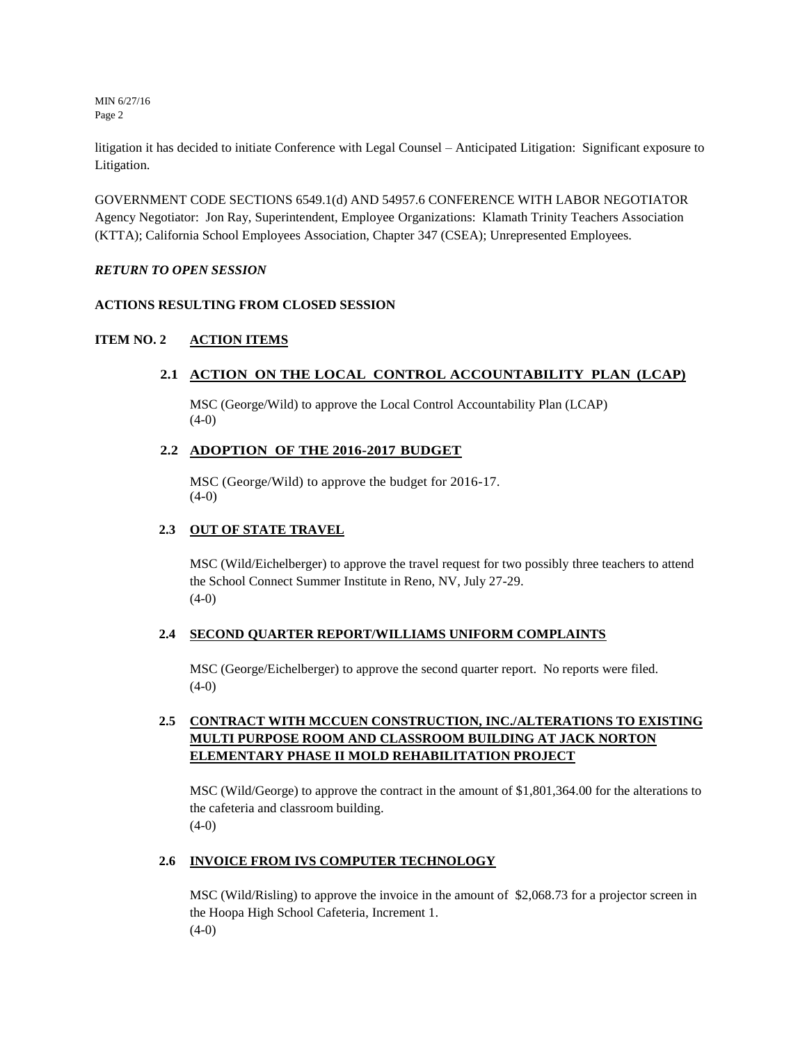litigation it has decided to initiate Conference with Legal Counsel – Anticipated Litigation: Significant exposure to Litigation.

GOVERNMENT CODE SECTIONS 6549.1(d) AND 54957.6 CONFERENCE WITH LABOR NEGOTIATOR Agency Negotiator: Jon Ray, Superintendent, Employee Organizations: Klamath Trinity Teachers Association (KTTA); California School Employees Association, Chapter 347 (CSEA); Unrepresented Employees.

***RETURN TO OPEN SESSION***

**ACTIONS RESULTING FROM CLOSED SESSION**

**ITEM NO. 2 ACTION ITEMS**

**2.1 ACTION ON THE LOCAL CONTROL ACCOUNTABILITY PLAN (LCAP)**

MSC (George/Wild) to approve the Local Control Accountability Plan (LCAP)
(4-0)

**2.2 ADOPTION OF THE 2016-2017 BUDGET**

MSC (George/Wild) to approve the budget for 2016-17.
(4-0)

**2.3 OUT OF STATE TRAVEL**

MSC (Wild/Eichelberger) to approve the travel request for two possibly three teachers to attend the School Connect Summer Institute in Reno, NV, July 27-29.
(4-0)

**2.4 SECOND QUARTER REPORT/WILLIAMS UNIFORM COMPLAINTS**

MSC (George/Eichelberger) to approve the second quarter report. No reports were filed.
(4-0)

**2.5 CONTRACT WITH MCCUEN CONSTRUCTION, INC./ALTERATIONS TO EXISTING MULTI PURPOSE ROOM AND CLASSROOM BUILDING AT JACK NORTON ELEMENTARY PHASE II MOLD REHABILITATION PROJECT**

MSC (Wild/George) to approve the contract in the amount of $1,801,364.00 for the alterations to the cafeteria and classroom building.
(4-0)

**2.6 INVOICE FROM IVS COMPUTER TECHNOLOGY**

MSC (Wild/Risling) to approve the invoice in the amount of $2,068.73 for a projector screen in the Hoopa High School Cafeteria, Increment 1.
(4-0)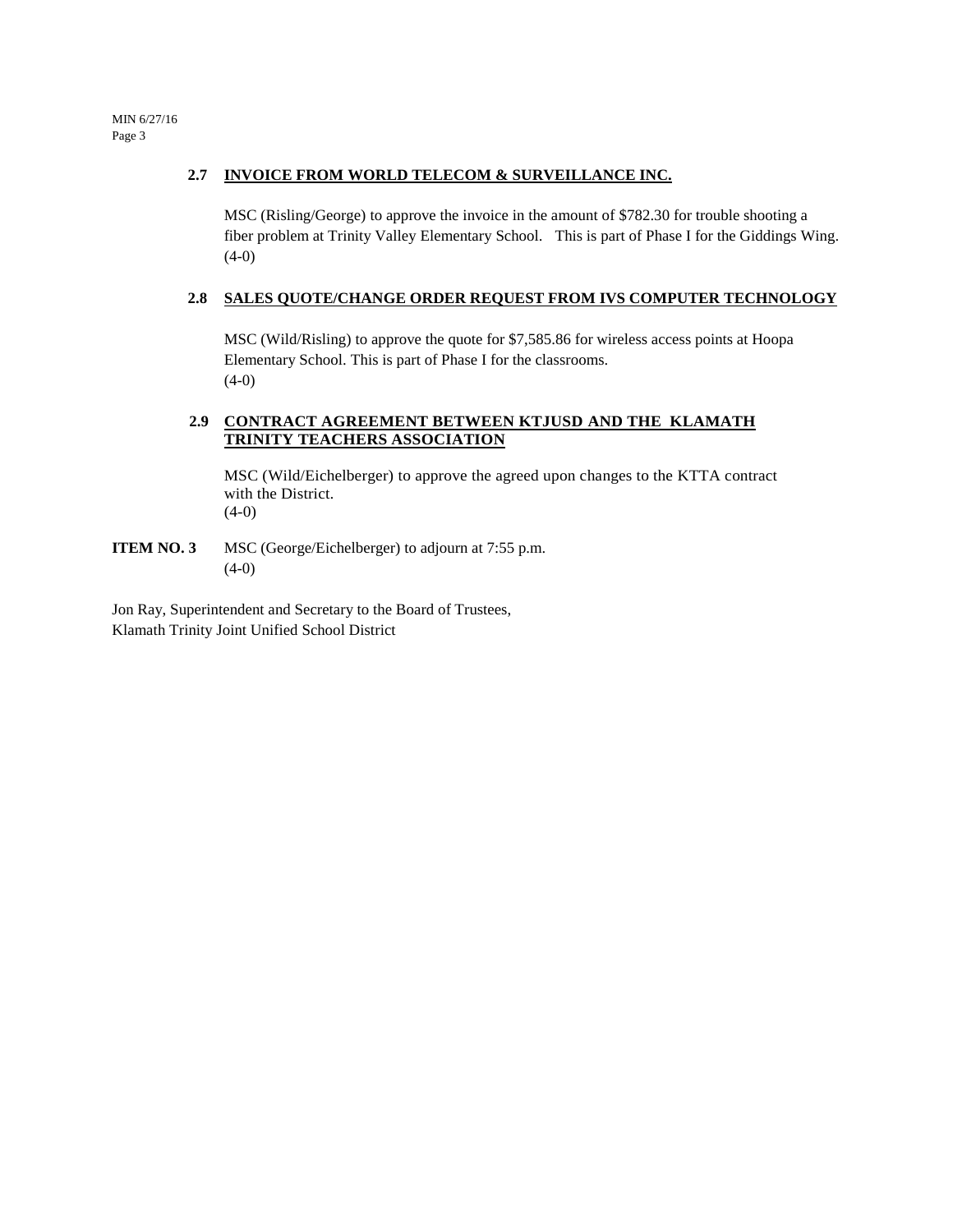**2.7 INVOICE FROM WORLD TELECOM & SURVEILLANCE INC.**

MSC (Risling/George) to approve the invoice in the amount of $782.30 for trouble shooting a fiber problem at Trinity Valley Elementary School. This is part of Phase I for the Giddings Wing. (4-0)

**2.8 SALES QUOTE/CHANGE ORDER REQUEST FROM IVS COMPUTER TECHNOLOGY**

MSC (Wild/Risling) to approve the quote for $7,585.86 for wireless access points at Hoopa Elementary School. This is part of Phase I for the classrooms.
(4-0)

**2.9 CONTRACT AGREEMENT BETWEEN KTJUSD AND THE KLAMATH TRINITY TEACHERS ASSOCIATION**

MSC (Wild/Eichelberger) to approve the agreed upon changes to the KTTA contract with the District.
(4-0)

**ITEM NO. 3** MSC (George/Eichelberger) to adjourn at 7:55 p.m.
(4-0)

Jon Ray, Superintendent and Secretary to the Board of Trustees,
Klamath Trinity Joint Unified School District